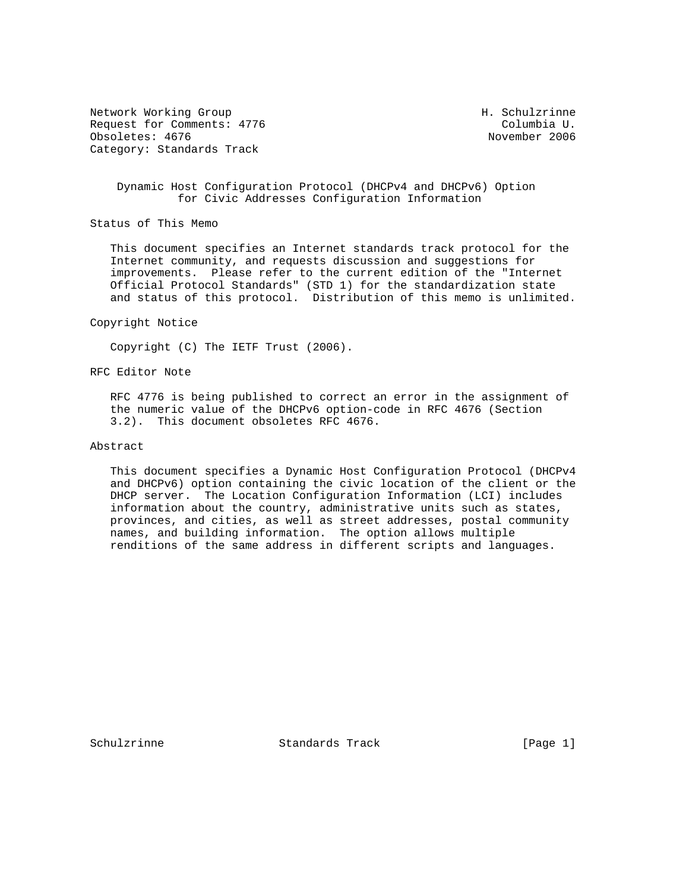Network Working Group                                     H. Schulzrinne
Request for Comments: 4776                                   Columbia U.
Obsoletes: 4676                                            November 2006
Category: Standards Track

# Dynamic Host Configuration Protocol (DHCPv4 and DHCPv6) Option for Civic Addresses Configuration Information

## Status of This Memo

This document specifies an Internet standards track protocol for the Internet community, and requests discussion and suggestions for improvements. Please refer to the current edition of the "Internet Official Protocol Standards" (STD 1) for the standardization state and status of this protocol. Distribution of this memo is unlimited.

## Copyright Notice

Copyright (C) The IETF Trust (2006).

## RFC Editor Note

RFC 4776 is being published to correct an error in the assignment of the numeric value of the DHCPv6 option-code in RFC 4676 (Section 3.2). This document obsoletes RFC 4676.

## Abstract

This document specifies a Dynamic Host Configuration Protocol (DHCPv4 and DHCPv6) option containing the civic location of the client or the DHCP server. The Location Configuration Information (LCI) includes information about the country, administrative units such as states, provinces, and cities, as well as street addresses, postal community names, and building information. The option allows multiple renditions of the same address in different scripts and languages.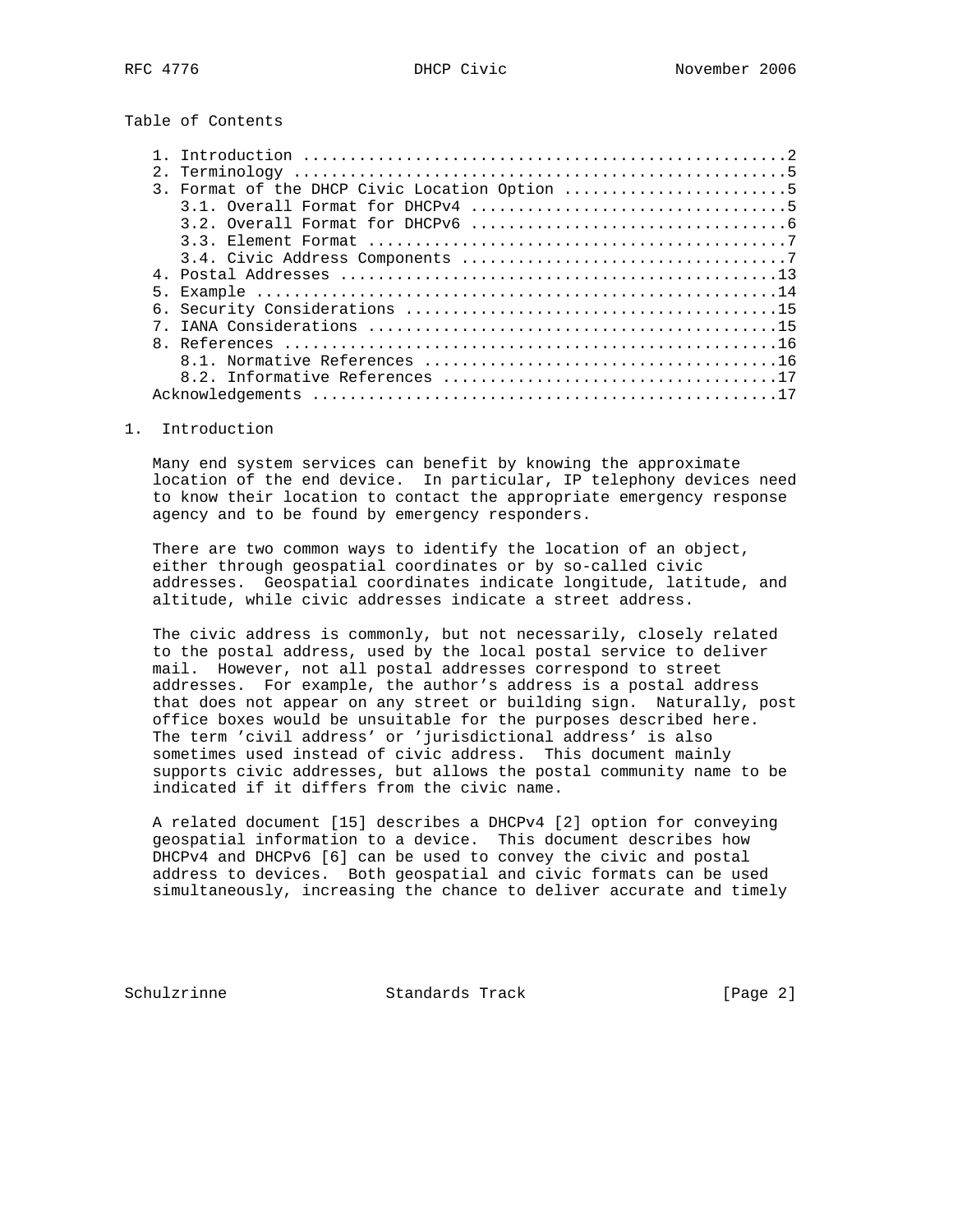Table of Contents

1. Introduction ....................................................2
2. Terminology .....................................................5
3. Format of the DHCP Civic Location Option ........................5
   3.1. Overall Format for DHCPv4 ..................................5
   3.2. Overall Format for DHCPv6 ..................................6
   3.3. Element Format .............................................7
   3.4. Civic Address Components ...................................7
4. Postal Addresses ...............................................13
5. Example ........................................................14
6. Security Considerations ........................................15
7. IANA Considerations ............................................15
8. References .....................................................16
   8.1. Normative References ......................................16
   8.2. Informative References ....................................17
Acknowledgements ..................................................17

## 1. Introduction

Many end system services can benefit by knowing the approximate location of the end device. In particular, IP telephony devices need to know their location to contact the appropriate emergency response agency and to be found by emergency responders.

There are two common ways to identify the location of an object, either through geospatial coordinates or by so-called civic addresses. Geospatial coordinates indicate longitude, latitude, and altitude, while civic addresses indicate a street address.

The civic address is commonly, but not necessarily, closely related to the postal address, used by the local postal service to deliver mail. However, not all postal addresses correspond to street addresses. For example, the author's address is a postal address that does not appear on any street or building sign. Naturally, post office boxes would be unsuitable for the purposes described here. The term 'civil address' or 'jurisdictional address' is also sometimes used instead of civic address. This document mainly supports civic addresses, but allows the postal community name to be indicated if it differs from the civic name.

A related document [15] describes a DHCPv4 [2] option for conveying geospatial information to a device. This document describes how DHCPv4 and DHCPv6 [6] can be used to convey the civic and postal address to devices. Both geospatial and civic formats can be used simultaneously, increasing the chance to deliver accurate and timely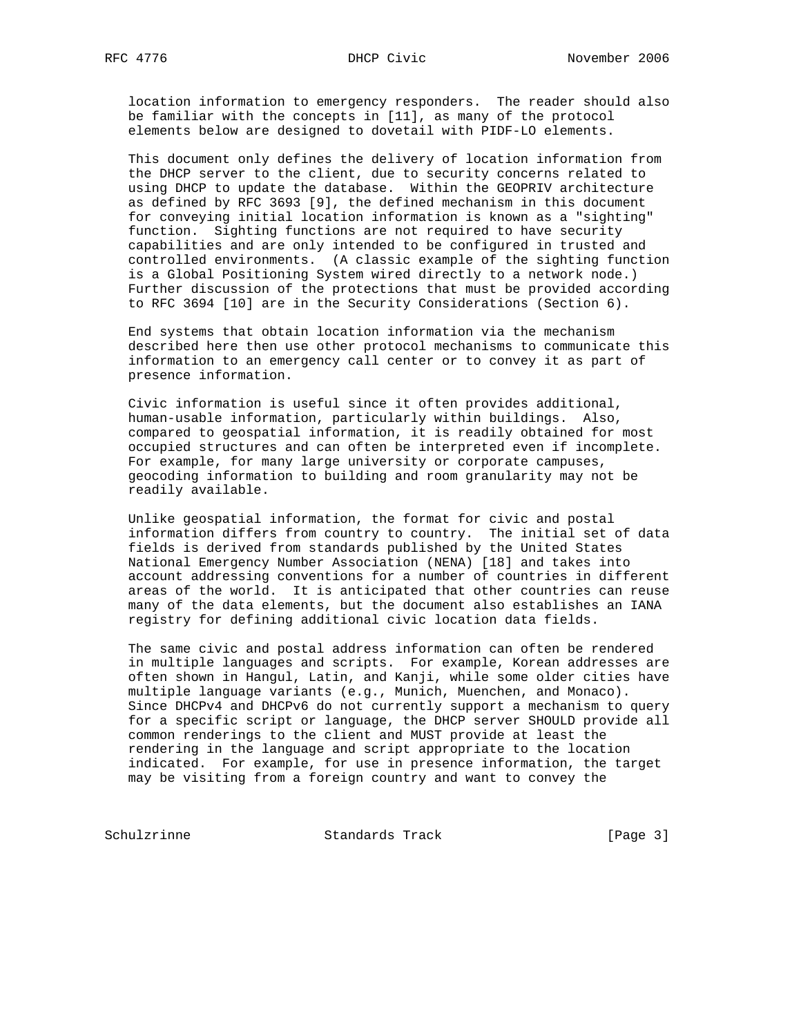location information to emergency responders. The reader should also be familiar with the concepts in [11], as many of the protocol elements below are designed to dovetail with PIDF-LO elements.

This document only defines the delivery of location information from the DHCP server to the client, due to security concerns related to using DHCP to update the database. Within the GEOPRIV architecture as defined by RFC 3693 [9], the defined mechanism in this document for conveying initial location information is known as a "sighting" function. Sighting functions are not required to have security capabilities and are only intended to be configured in trusted and controlled environments. (A classic example of the sighting function is a Global Positioning System wired directly to a network node.) Further discussion of the protections that must be provided according to RFC 3694 [10] are in the Security Considerations (Section 6).

End systems that obtain location information via the mechanism described here then use other protocol mechanisms to communicate this information to an emergency call center or to convey it as part of presence information.

Civic information is useful since it often provides additional, human-usable information, particularly within buildings. Also, compared to geospatial information, it is readily obtained for most occupied structures and can often be interpreted even if incomplete. For example, for many large university or corporate campuses, geocoding information to building and room granularity may not be readily available.

Unlike geospatial information, the format for civic and postal information differs from country to country. The initial set of data fields is derived from standards published by the United States National Emergency Number Association (NENA) [18] and takes into account addressing conventions for a number of countries in different areas of the world. It is anticipated that other countries can reuse many of the data elements, but the document also establishes an IANA registry for defining additional civic location data fields.

The same civic and postal address information can often be rendered in multiple languages and scripts. For example, Korean addresses are often shown in Hangul, Latin, and Kanji, while some older cities have multiple language variants (e.g., Munich, Muenchen, and Monaco). Since DHCPv4 and DHCPv6 do not currently support a mechanism to query for a specific script or language, the DHCP server SHOULD provide all common renderings to the client and MUST provide at least the rendering in the language and script appropriate to the location indicated. For example, for use in presence information, the target may be visiting from a foreign country and want to convey the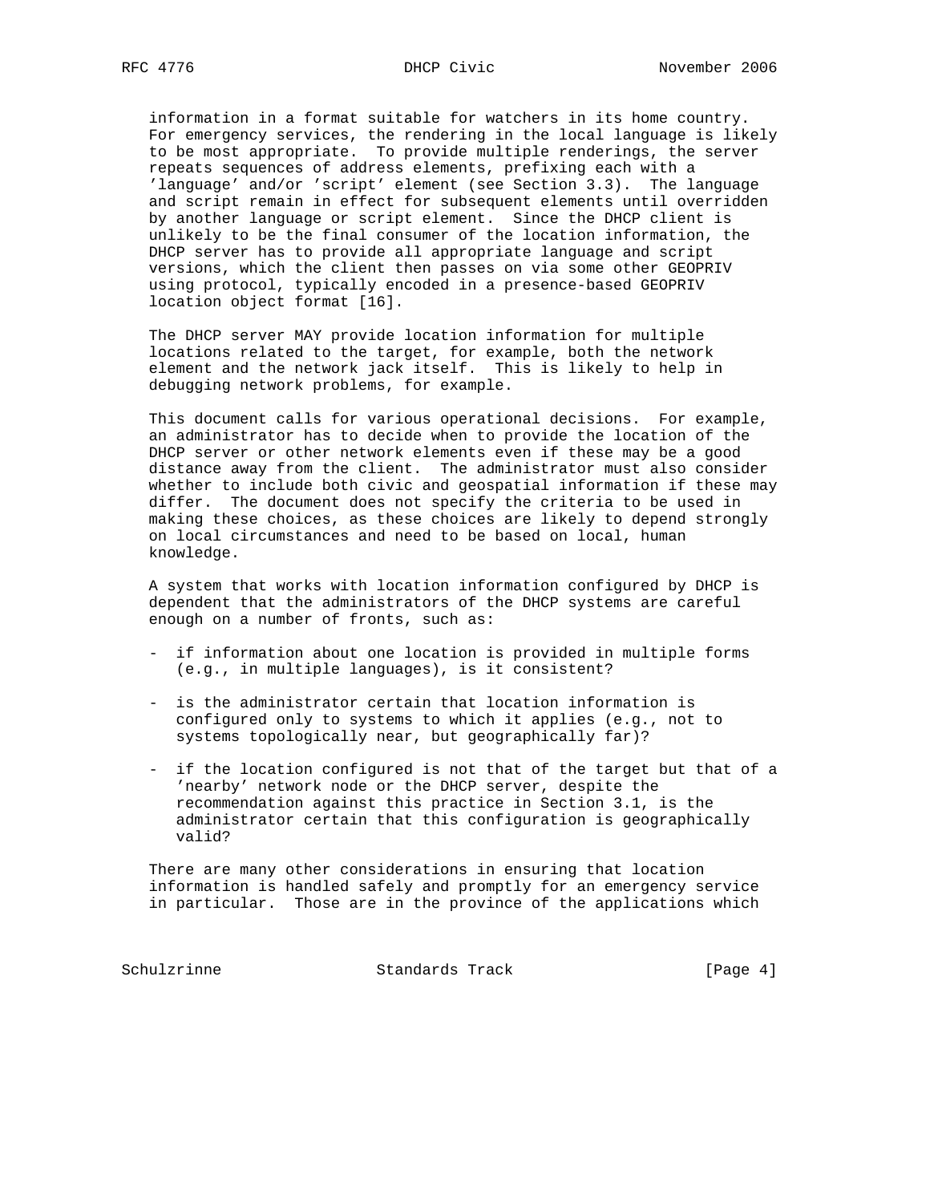information in a format suitable for watchers in its home country. For emergency services, the rendering in the local language is likely to be most appropriate. To provide multiple renderings, the server repeats sequences of address elements, prefixing each with a 'language' and/or 'script' element (see Section 3.3). The language and script remain in effect for subsequent elements until overridden by another language or script element. Since the DHCP client is unlikely to be the final consumer of the location information, the DHCP server has to provide all appropriate language and script versions, which the client then passes on via some other GEOPRIV using protocol, typically encoded in a presence-based GEOPRIV location object format [16].

The DHCP server MAY provide location information for multiple locations related to the target, for example, both the network element and the network jack itself. This is likely to help in debugging network problems, for example.

This document calls for various operational decisions. For example, an administrator has to decide when to provide the location of the DHCP server or other network elements even if these may be a good distance away from the client. The administrator must also consider whether to include both civic and geospatial information if these may differ. The document does not specify the criteria to be used in making these choices, as these choices are likely to depend strongly on local circumstances and need to be based on local, human knowledge.

A system that works with location information configured by DHCP is dependent that the administrators of the DHCP systems are careful enough on a number of fronts, such as:

- if information about one location is provided in multiple forms (e.g., in multiple languages), is it consistent?

- is the administrator certain that location information is configured only to systems to which it applies (e.g., not to systems topologically near, but geographically far)?

- if the location configured is not that of the target but that of a 'nearby' network node or the DHCP server, despite the recommendation against this practice in Section 3.1, is the administrator certain that this configuration is geographically valid?

There are many other considerations in ensuring that location information is handled safely and promptly for an emergency service in particular. Those are in the province of the applications which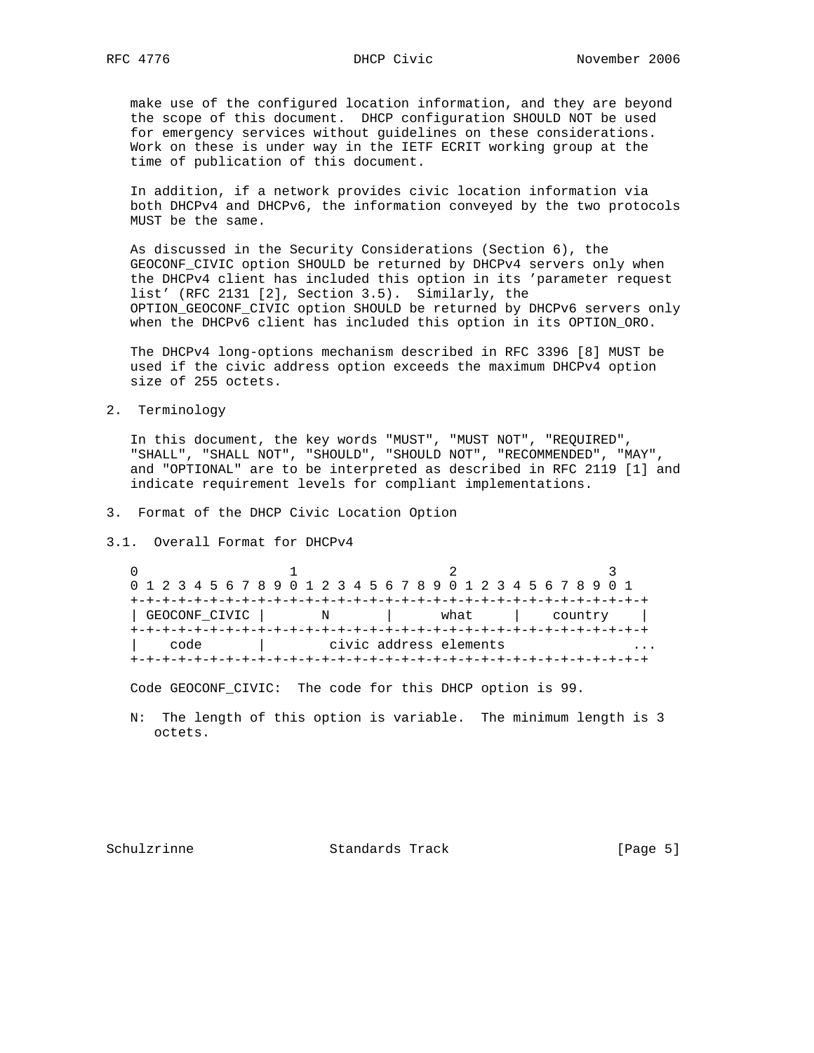make use of the configured location information, and they are beyond the scope of this document. DHCP configuration SHOULD NOT be used for emergency services without guidelines on these considerations. Work on these is under way in the IETF ECRIT working group at the time of publication of this document.

In addition, if a network provides civic location information via both DHCPv4 and DHCPv6, the information conveyed by the two protocols MUST be the same.

As discussed in the Security Considerations (Section 6), the GEOCONF_CIVIC option SHOULD be returned by DHCPv4 servers only when the DHCPv4 client has included this option in its 'parameter request list' (RFC 2131 [2], Section 3.5). Similarly, the OPTION_GEOCONF_CIVIC option SHOULD be returned by DHCPv6 servers only when the DHCPv6 client has included this option in its OPTION_ORO.

The DHCPv4 long-options mechanism described in RFC 3396 [8] MUST be used if the civic address option exceeds the maximum DHCPv4 option size of 255 octets.

## 2. Terminology

In this document, the key words "MUST", "MUST NOT", "REQUIRED", "SHALL", "SHALL NOT", "SHOULD", "SHOULD NOT", "RECOMMENDED", "MAY", and "OPTIONAL" are to be interpreted as described in RFC 2119 [1] and indicate requirement levels for compliant implementations.

## 3. Format of the DHCP Civic Location Option

### 3.1. Overall Format for DHCPv4

```
 0                   1                   2                   3
 0 1 2 3 4 5 6 7 8 9 0 1 2 3 4 5 6 7 8 9 0 1 2 3 4 5 6 7 8 9 0 1
+-+-+-+-+-+-+-+-+-+-+-+-+-+-+-+-+-+-+-+-+-+-+-+-+-+-+-+-+-+-+-+-+
| GEOCONF_CIVIC |       N       |      what     |    country    |
+-+-+-+-+-+-+-+-+-+-+-+-+-+-+-+-+-+-+-+-+-+-+-+-+-+-+-+-+-+-+-+-+
|    code       |        civic address elements               ...
+-+-+-+-+-+-+-+-+-+-+-+-+-+-+-+-+-+-+-+-+-+-+-+-+-+-+-+-+-+-+-+-+
```

Code GEOCONF_CIVIC: The code for this DHCP option is 99.

N: The length of this option is variable. The minimum length is 3 octets.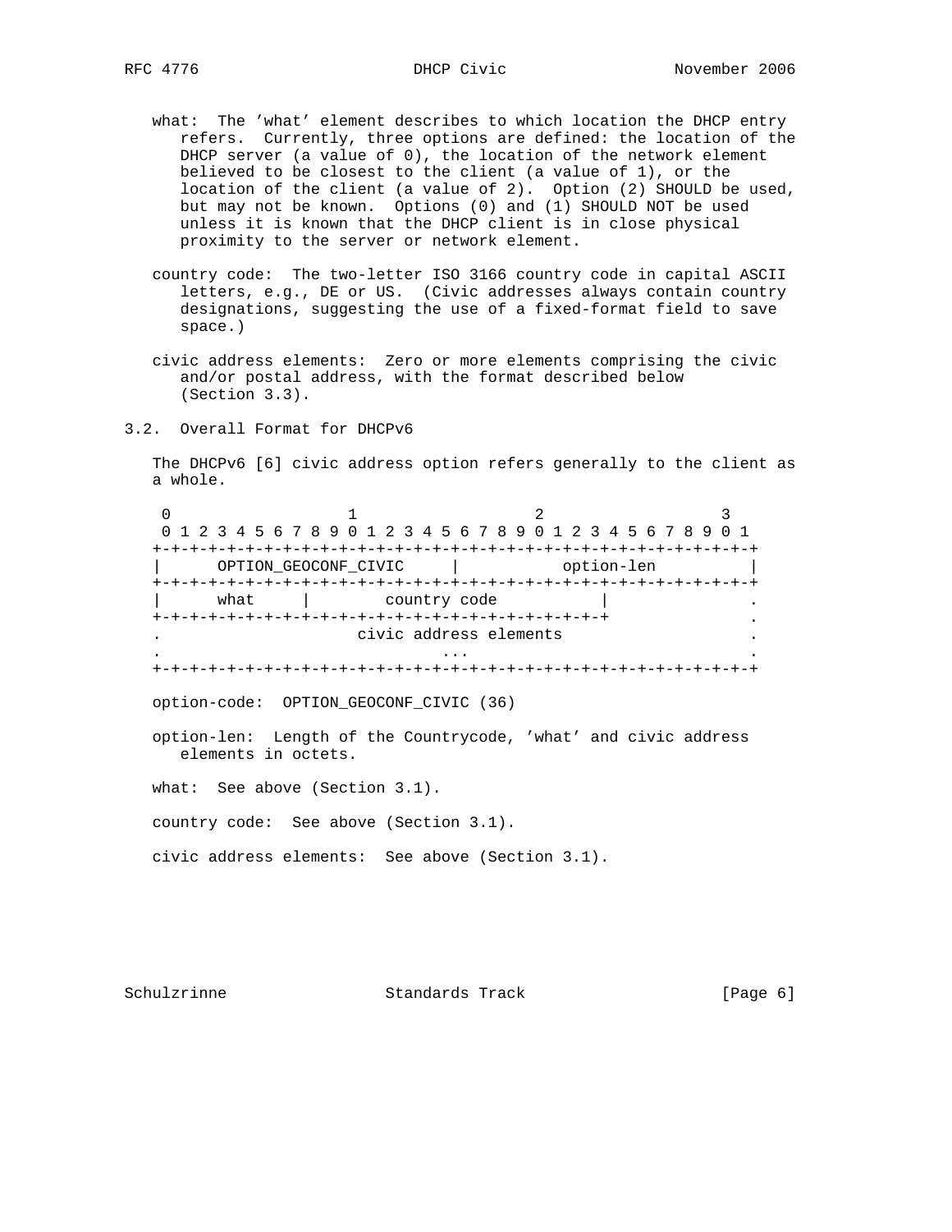what: The 'what' element describes to which location the DHCP entry refers. Currently, three options are defined: the location of the DHCP server (a value of 0), the location of the network element believed to be closest to the client (a value of 1), or the location of the client (a value of 2). Option (2) SHOULD be used, but may not be known. Options (0) and (1) SHOULD NOT be used unless it is known that the DHCP client is in close physical proximity to the server or network element.

country code: The two-letter ISO 3166 country code in capital ASCII letters, e.g., DE or US. (Civic addresses always contain country designations, suggesting the use of a fixed-format field to save space.)

civic address elements: Zero or more elements comprising the civic and/or postal address, with the format described below (Section 3.3).

## 3.2. Overall Format for DHCPv6

The DHCPv6 [6] civic address option refers generally to the client as a whole.

```
 0                   1                   2                   3
 0 1 2 3 4 5 6 7 8 9 0 1 2 3 4 5 6 7 8 9 0 1 2 3 4 5 6 7 8 9 0 1
+-+-+-+-+-+-+-+-+-+-+-+-+-+-+-+-+-+-+-+-+-+-+-+-+-+-+-+-+-+-+-+-+
|      OPTION_GEOCONF_CIVIC     |           option-len          |
+-+-+-+-+-+-+-+-+-+-+-+-+-+-+-+-+-+-+-+-+-+-+-+-+-+-+-+-+-+-+-+-+
|      what     |        country code           |               .
+-+-+-+-+-+-+-+-+-+-+-+-+-+-+-+-+-+-+-+-+-+-+-+-+               .
.                     civic address elements                    .
.                              ...                              .
+-+-+-+-+-+-+-+-+-+-+-+-+-+-+-+-+-+-+-+-+-+-+-+-+-+-+-+-+-+-+-+-+
```

option-code: OPTION_GEOCONF_CIVIC (36)

option-len: Length of the Countrycode, 'what' and civic address elements in octets.

what: See above (Section 3.1).

country code: See above (Section 3.1).

civic address elements: See above (Section 3.1).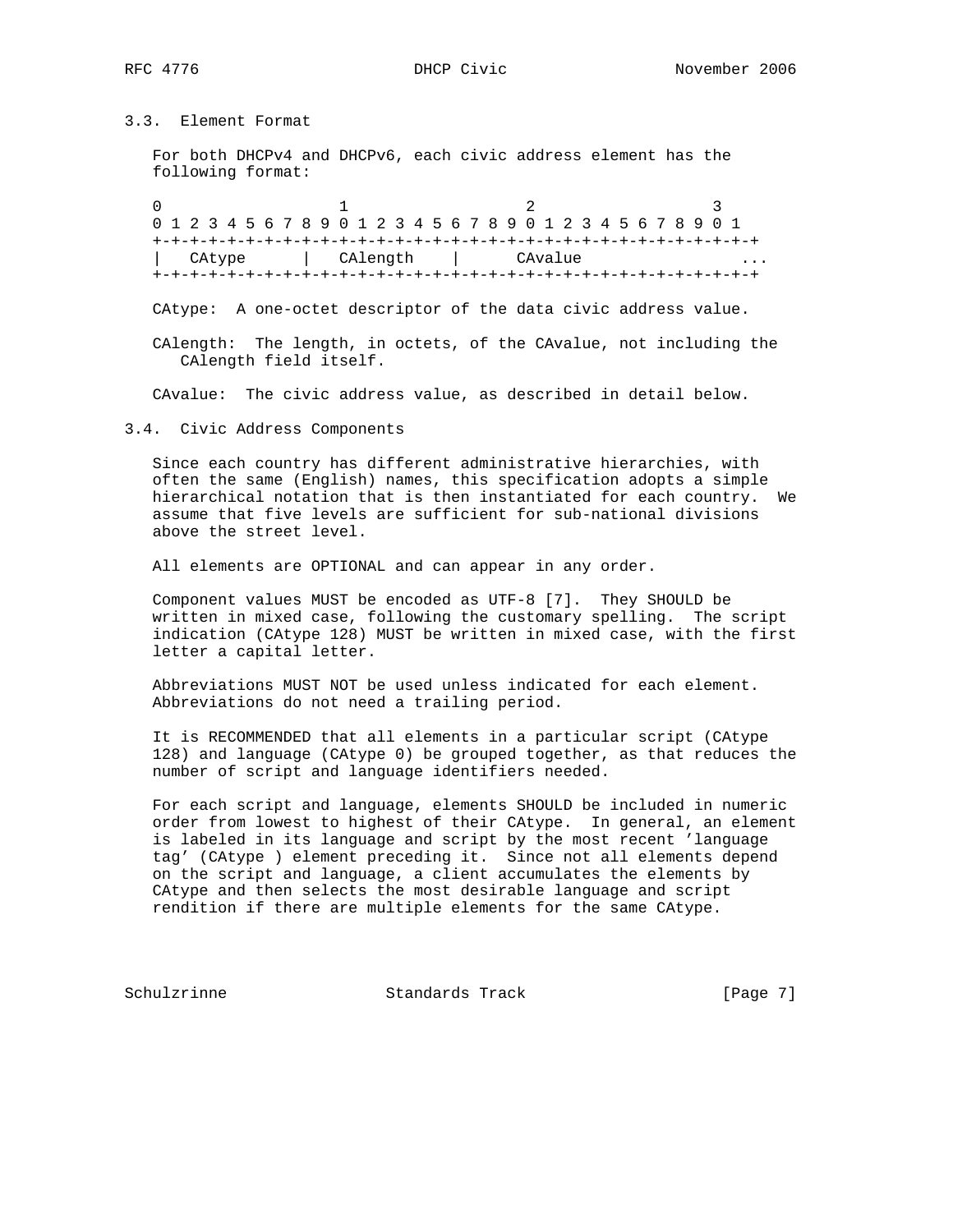### 3.3. Element Format

For both DHCPv4 and DHCPv6, each civic address element has the following format:

```
 0                   1                   2                   3
 0 1 2 3 4 5 6 7 8 9 0 1 2 3 4 5 6 7 8 9 0 1 2 3 4 5 6 7 8 9 0 1
+-+-+-+-+-+-+-+-+-+-+-+-+-+-+-+-+-+-+-+-+-+-+-+-+-+-+-+-+-+-+-+-+
|   CAtype      |   CAlength    |      CAvalue                ...
+-+-+-+-+-+-+-+-+-+-+-+-+-+-+-+-+-+-+-+-+-+-+-+-+-+-+-+-+-+-+-+-+
```

CAtype: A one-octet descriptor of the data civic address value.

CAlength: The length, in octets, of the CAvalue, not including the CAlength field itself.

CAvalue: The civic address value, as described in detail below.

### 3.4. Civic Address Components

Since each country has different administrative hierarchies, with often the same (English) names, this specification adopts a simple hierarchical notation that is then instantiated for each country. We assume that five levels are sufficient for sub-national divisions above the street level.

All elements are OPTIONAL and can appear in any order.

Component values MUST be encoded as UTF-8 [7]. They SHOULD be written in mixed case, following the customary spelling. The script indication (CAtype 128) MUST be written in mixed case, with the first letter a capital letter.

Abbreviations MUST NOT be used unless indicated for each element. Abbreviations do not need a trailing period.

It is RECOMMENDED that all elements in a particular script (CAtype 128) and language (CAtype 0) be grouped together, as that reduces the number of script and language identifiers needed.

For each script and language, elements SHOULD be included in numeric order from lowest to highest of their CAtype. In general, an element is labeled in its language and script by the most recent 'language tag' (CAtype ) element preceding it. Since not all elements depend on the script and language, a client accumulates the elements by CAtype and then selects the most desirable language and script rendition if there are multiple elements for the same CAtype.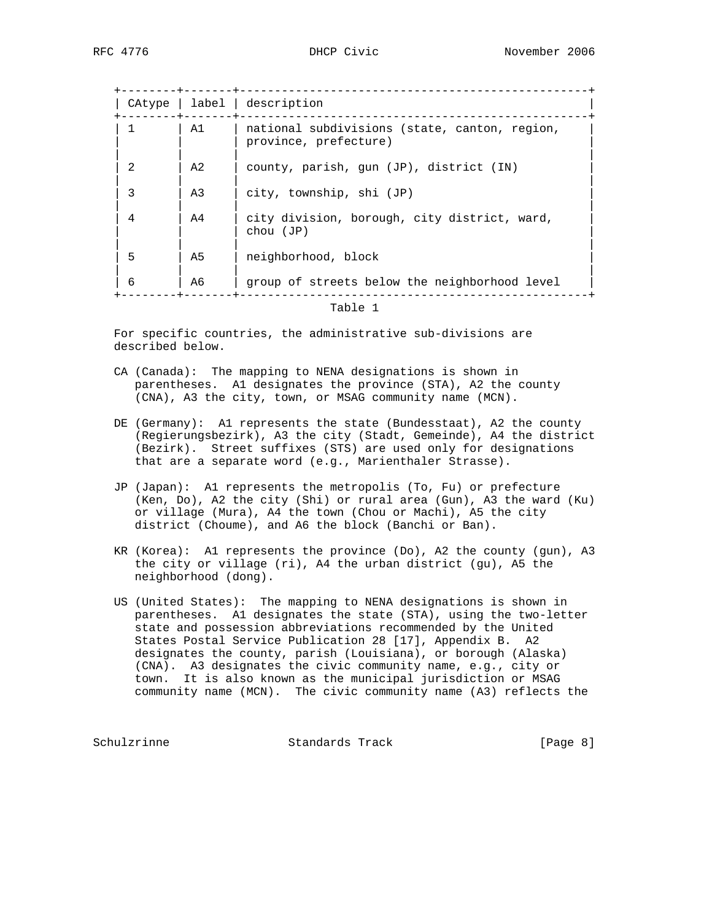| CAtype | label | description |
|---|---|---|
| 1 | A1 | national subdivisions (state, canton, region, province, prefecture) |
| 2 | A2 | county, parish, gun (JP), district (IN) |
| 3 | A3 | city, township, shi (JP) |
| 4 | A4 | city division, borough, city district, ward, chou (JP) |
| 5 | A5 | neighborhood, block |
| 6 | A6 | group of streets below the neighborhood level |

Table 1

For specific countries, the administrative sub-divisions are described below.

CA (Canada): The mapping to NENA designations is shown in parentheses. A1 designates the province (STA), A2 the county (CNA), A3 the city, town, or MSAG community name (MCN).

DE (Germany): A1 represents the state (Bundesstaat), A2 the county (Regierungsbezirk), A3 the city (Stadt, Gemeinde), A4 the district (Bezirk). Street suffixes (STS) are used only for designations that are a separate word (e.g., Marienthaler Strasse).

JP (Japan): A1 represents the metropolis (To, Fu) or prefecture (Ken, Do), A2 the city (Shi) or rural area (Gun), A3 the ward (Ku) or village (Mura), A4 the town (Chou or Machi), A5 the city district (Choume), and A6 the block (Banchi or Ban).

KR (Korea): A1 represents the province (Do), A2 the county (gun), A3 the city or village (ri), A4 the urban district (gu), A5 the neighborhood (dong).

US (United States): The mapping to NENA designations is shown in parentheses. A1 designates the state (STA), using the two-letter state and possession abbreviations recommended by the United States Postal Service Publication 28 [17], Appendix B. A2 designates the county, parish (Louisiana), or borough (Alaska) (CNA). A3 designates the civic community name, e.g., city or town. It is also known as the municipal jurisdiction or MSAG community name (MCN). The civic community name (A3) reflects the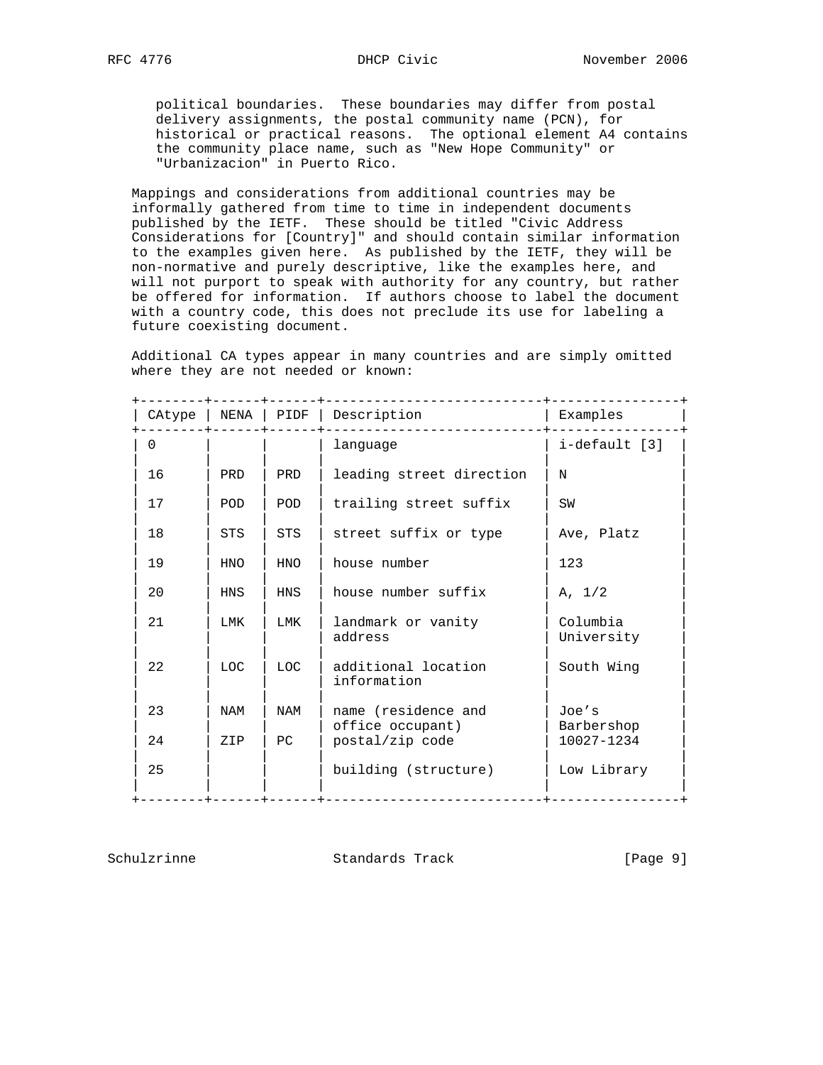political boundaries. These boundaries may differ from postal delivery assignments, the postal community name (PCN), for historical or practical reasons. The optional element A4 contains the community place name, such as "New Hope Community" or "Urbanizacion" in Puerto Rico.

Mappings and considerations from additional countries may be informally gathered from time to time in independent documents published by the IETF. These should be titled "Civic Address Considerations for [Country]" and should contain similar information to the examples given here. As published by the IETF, they will be non-normative and purely descriptive, like the examples here, and will not purport to speak with authority for any country, but rather be offered for information. If authors choose to label the document with a country code, this does not preclude its use for labeling a future coexisting document.

Additional CA types appear in many countries and are simply omitted where they are not needed or known:

| CAtype | NENA | PIDF | Description | Examples |
|---|---|---|---|---|
| 0 | | | language | i-default [3] |
| 16 | PRD | PRD | leading street direction | N |
| 17 | POD | POD | trailing street suffix | SW |
| 18 | STS | STS | street suffix or type | Ave, Platz |
| 19 | HNO | HNO | house number | 123 |
| 20 | HNS | HNS | house number suffix | A, 1/2 |
| 21 | LMK | LMK | landmark or vanity address | Columbia University |
| 22 | LOC | LOC | additional location information | South Wing |
| 23 | NAM | NAM | name (residence and office occupant) | Joe's Barbershop |
| 24 | ZIP | PC | postal/zip code | 10027-1234 |
| 25 | | | building (structure) | Low Library |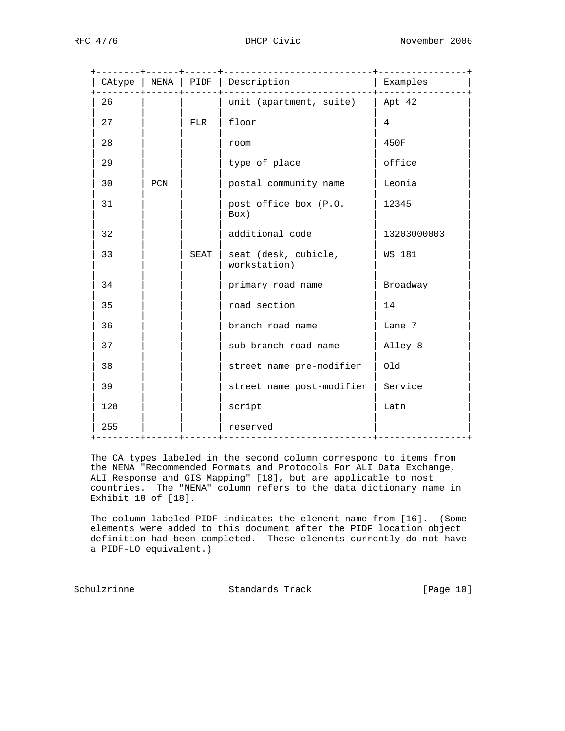| CAtype | NENA | PIDF | Description | Examples |
|---|---|---|---|---|
| 26 | | | unit (apartment, suite) | Apt 42 |
| 27 | | FLR | floor | 4 |
| 28 | | | room | 450F |
| 29 | | | type of place | office |
| 30 | PCN | | postal community name | Leonia |
| 31 | | | post office box (P.O. Box) | 12345 |
| 32 | | | additional code | 13203000003 |
| 33 | | SEAT | seat (desk, cubicle, workstation) | WS 181 |
| 34 | | | primary road name | Broadway |
| 35 | | | road section | 14 |
| 36 | | | branch road name | Lane 7 |
| 37 | | | sub-branch road name | Alley 8 |
| 38 | | | street name pre-modifier | Old |
| 39 | | | street name post-modifier | Service |
| 128 | | | script | Latn |
| 255 | | | reserved | |

The CA types labeled in the second column correspond to items from the NENA "Recommended Formats and Protocols For ALI Data Exchange, ALI Response and GIS Mapping" [18], but are applicable to most countries. The "NENA" column refers to the data dictionary name in Exhibit 18 of [18].

The column labeled PIDF indicates the element name from [16]. (Some elements were added to this document after the PIDF location object definition had been completed. These elements currently do not have a PIDF-LO equivalent.)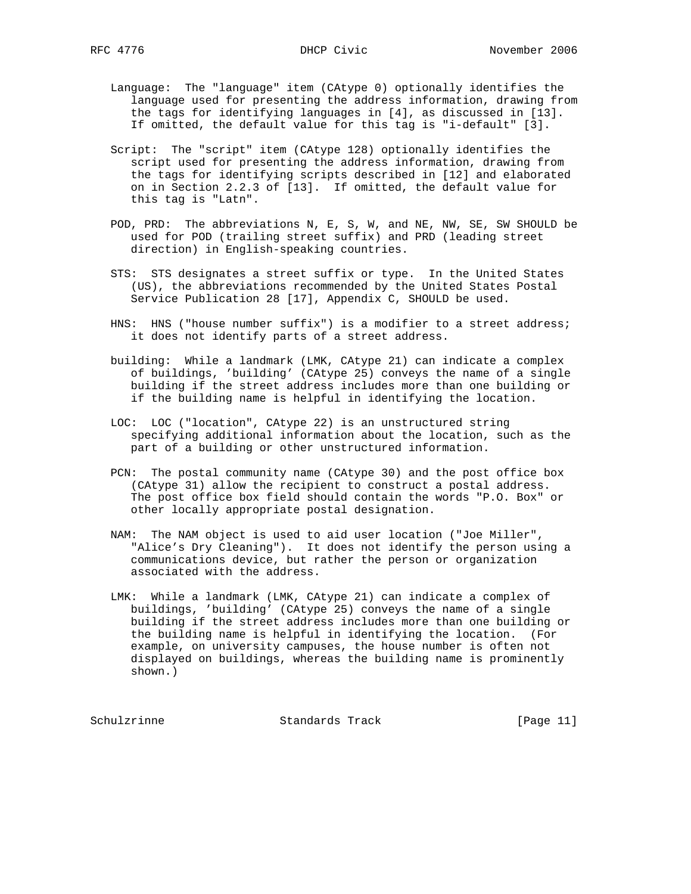Language: The "language" item (CAtype 0) optionally identifies the language used for presenting the address information, drawing from the tags for identifying languages in [4], as discussed in [13]. If omitted, the default value for this tag is "i-default" [3].

Script: The "script" item (CAtype 128) optionally identifies the script used for presenting the address information, drawing from the tags for identifying scripts described in [12] and elaborated on in Section 2.2.3 of [13]. If omitted, the default value for this tag is "Latn".

POD, PRD: The abbreviations N, E, S, W, and NE, NW, SE, SW SHOULD be used for POD (trailing street suffix) and PRD (leading street direction) in English-speaking countries.

STS: STS designates a street suffix or type. In the United States (US), the abbreviations recommended by the United States Postal Service Publication 28 [17], Appendix C, SHOULD be used.

HNS: HNS ("house number suffix") is a modifier to a street address; it does not identify parts of a street address.

building: While a landmark (LMK, CAtype 21) can indicate a complex of buildings, 'building' (CAtype 25) conveys the name of a single building if the street address includes more than one building or if the building name is helpful in identifying the location.

LOC: LOC ("location", CAtype 22) is an unstructured string specifying additional information about the location, such as the part of a building or other unstructured information.

PCN: The postal community name (CAtype 30) and the post office box (CAtype 31) allow the recipient to construct a postal address. The post office box field should contain the words "P.O. Box" or other locally appropriate postal designation.

NAM: The NAM object is used to aid user location ("Joe Miller", "Alice's Dry Cleaning"). It does not identify the person using a communications device, but rather the person or organization associated with the address.

LMK: While a landmark (LMK, CAtype 21) can indicate a complex of buildings, 'building' (CAtype 25) conveys the name of a single building if the street address includes more than one building or the building name is helpful in identifying the location. (For example, on university campuses, the house number is often not displayed on buildings, whereas the building name is prominently shown.)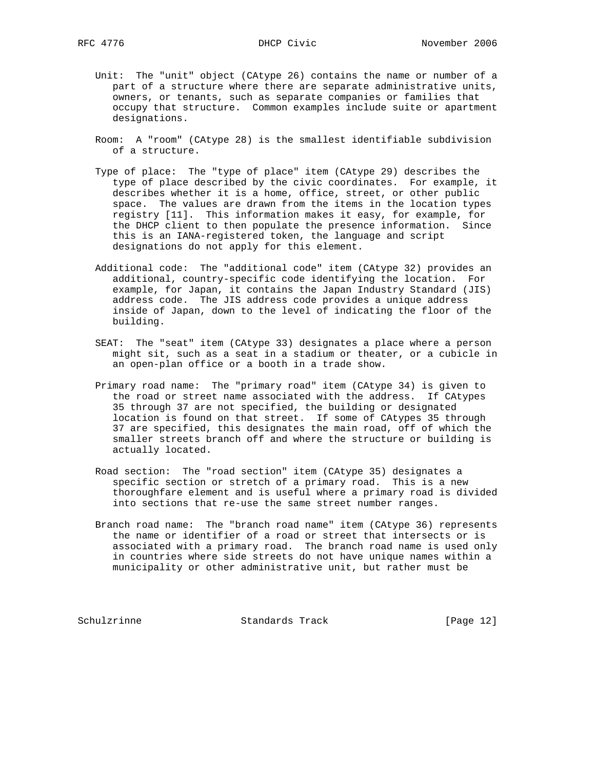Unit: The "unit" object (CAtype 26) contains the name or number of a part of a structure where there are separate administrative units, owners, or tenants, such as separate companies or families that occupy that structure. Common examples include suite or apartment designations.

Room: A "room" (CAtype 28) is the smallest identifiable subdivision of a structure.

Type of place: The "type of place" item (CAtype 29) describes the type of place described by the civic coordinates. For example, it describes whether it is a home, office, street, or other public space. The values are drawn from the items in the location types registry [11]. This information makes it easy, for example, for the DHCP client to then populate the presence information. Since this is an IANA-registered token, the language and script designations do not apply for this element.

Additional code: The "additional code" item (CAtype 32) provides an additional, country-specific code identifying the location. For example, for Japan, it contains the Japan Industry Standard (JIS) address code. The JIS address code provides a unique address inside of Japan, down to the level of indicating the floor of the building.

SEAT: The "seat" item (CAtype 33) designates a place where a person might sit, such as a seat in a stadium or theater, or a cubicle in an open-plan office or a booth in a trade show.

Primary road name: The "primary road" item (CAtype 34) is given to the road or street name associated with the address. If CAtypes 35 through 37 are not specified, the building or designated location is found on that street. If some of CAtypes 35 through 37 are specified, this designates the main road, off of which the smaller streets branch off and where the structure or building is actually located.

Road section: The "road section" item (CAtype 35) designates a specific section or stretch of a primary road. This is a new thoroughfare element and is useful where a primary road is divided into sections that re-use the same street number ranges.

Branch road name: The "branch road name" item (CAtype 36) represents the name or identifier of a road or street that intersects or is associated with a primary road. The branch road name is used only in countries where side streets do not have unique names within a municipality or other administrative unit, but rather must be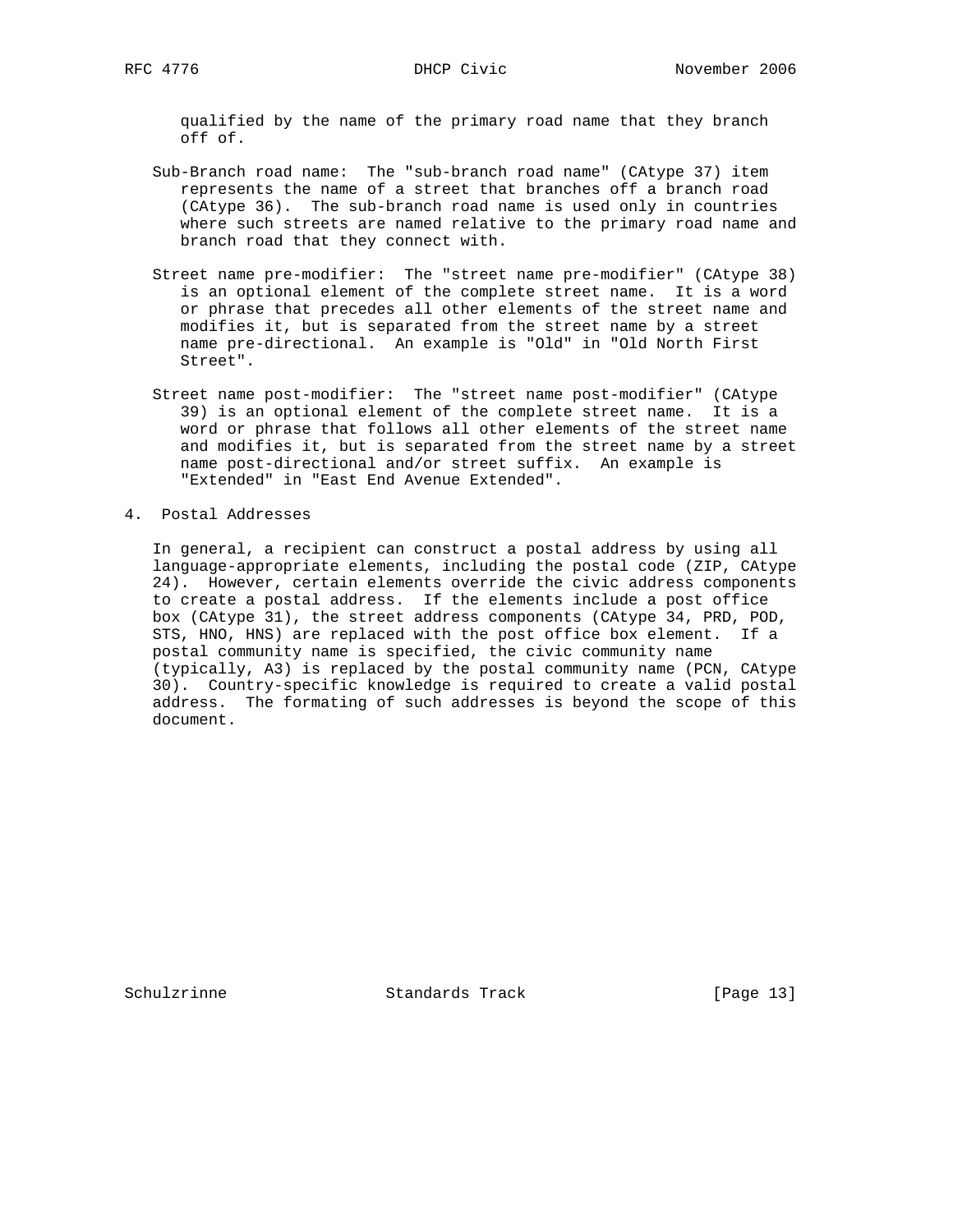qualified by the name of the primary road name that they branch off of.

Sub-Branch road name: The "sub-branch road name" (CAtype 37) item represents the name of a street that branches off a branch road (CAtype 36). The sub-branch road name is used only in countries where such streets are named relative to the primary road name and branch road that they connect with.

Street name pre-modifier: The "street name pre-modifier" (CAtype 38) is an optional element of the complete street name. It is a word or phrase that precedes all other elements of the street name and modifies it, but is separated from the street name by a street name pre-directional. An example is "Old" in "Old North First Street".

Street name post-modifier: The "street name post-modifier" (CAtype 39) is an optional element of the complete street name. It is a word or phrase that follows all other elements of the street name and modifies it, but is separated from the street name by a street name post-directional and/or street suffix. An example is "Extended" in "East End Avenue Extended".

## 4. Postal Addresses

In general, a recipient can construct a postal address by using all language-appropriate elements, including the postal code (ZIP, CAtype 24). However, certain elements override the civic address components to create a postal address. If the elements include a post office box (CAtype 31), the street address components (CAtype 34, PRD, POD, STS, HNO, HNS) are replaced with the post office box element. If a postal community name is specified, the civic community name (typically, A3) is replaced by the postal community name (PCN, CAtype 30). Country-specific knowledge is required to create a valid postal address. The formating of such addresses is beyond the scope of this document.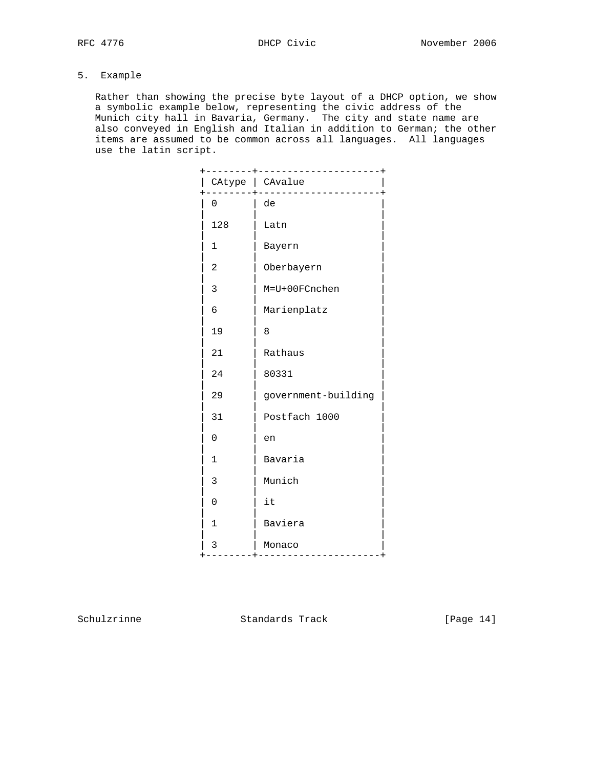## 5. Example

Rather than showing the precise byte layout of a DHCP option, we show a symbolic example below, representing the civic address of the Munich city hall in Bavaria, Germany. The city and state name are also conveyed in English and Italian in addition to German; the other items are assumed to be common across all languages. All languages use the latin script.

| CAtype | CAvalue |
|---|---|
| 0 | de |
| 128 | Latn |
| 1 | Bayern |
| 2 | Oberbayern |
| 3 | M=U+00FCnchen |
| 6 | Marienplatz |
| 19 | 8 |
| 21 | Rathaus |
| 24 | 80331 |
| 29 | government-building |
| 31 | Postfach 1000 |
| 0 | en |
| 1 | Bavaria |
| 3 | Munich |
| 0 | it |
| 1 | Baviera |
| 3 | Monaco |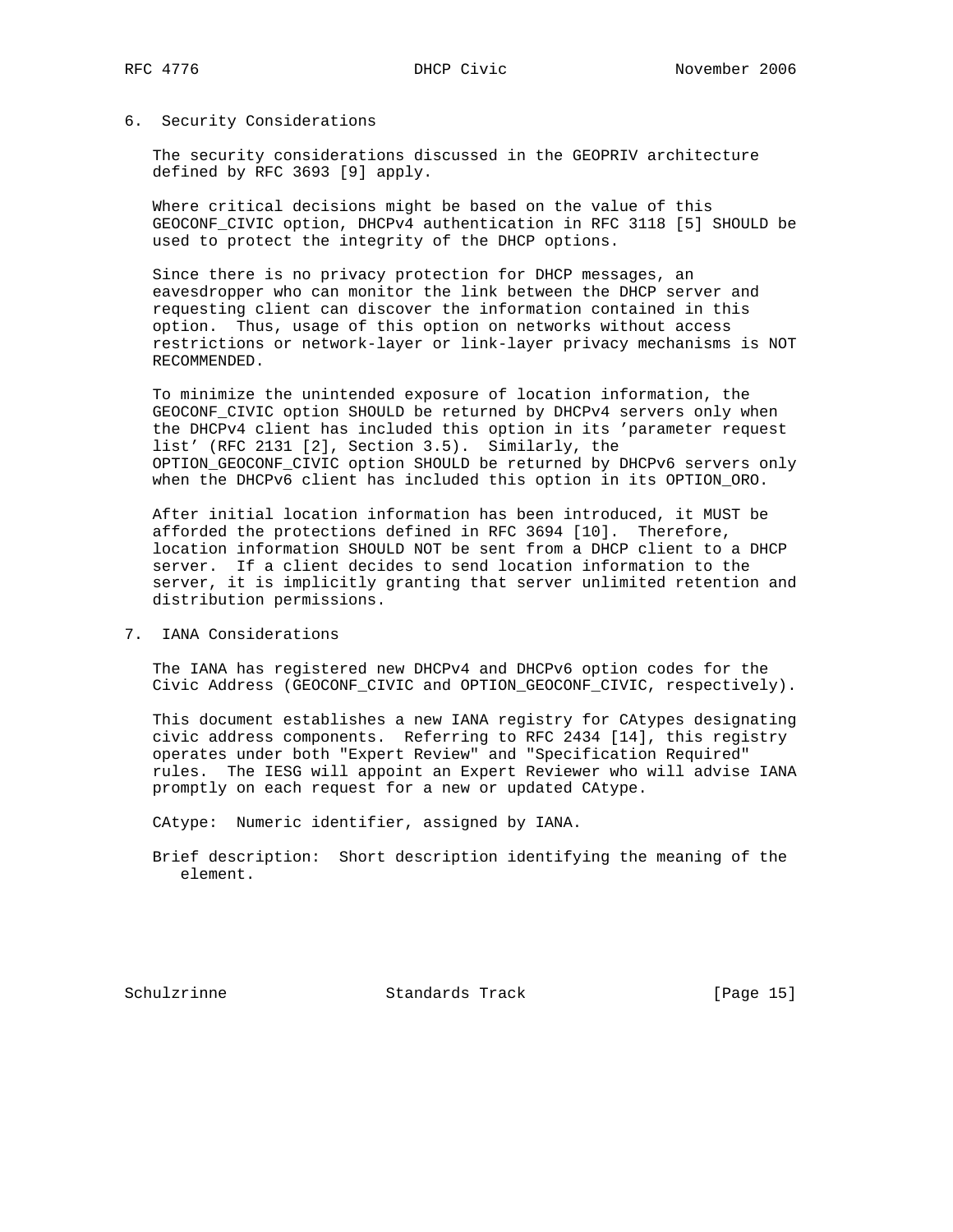## 6. Security Considerations

The security considerations discussed in the GEOPRIV architecture defined by RFC 3693 [9] apply.

Where critical decisions might be based on the value of this GEOCONF_CIVIC option, DHCPv4 authentication in RFC 3118 [5] SHOULD be used to protect the integrity of the DHCP options.

Since there is no privacy protection for DHCP messages, an eavesdropper who can monitor the link between the DHCP server and requesting client can discover the information contained in this option. Thus, usage of this option on networks without access restrictions or network-layer or link-layer privacy mechanisms is NOT RECOMMENDED.

To minimize the unintended exposure of location information, the GEOCONF_CIVIC option SHOULD be returned by DHCPv4 servers only when the DHCPv4 client has included this option in its 'parameter request list' (RFC 2131 [2], Section 3.5). Similarly, the OPTION_GEOCONF_CIVIC option SHOULD be returned by DHCPv6 servers only when the DHCPv6 client has included this option in its OPTION_ORO.

After initial location information has been introduced, it MUST be afforded the protections defined in RFC 3694 [10]. Therefore, location information SHOULD NOT be sent from a DHCP client to a DHCP server. If a client decides to send location information to the server, it is implicitly granting that server unlimited retention and distribution permissions.

## 7. IANA Considerations

The IANA has registered new DHCPv4 and DHCPv6 option codes for the Civic Address (GEOCONF_CIVIC and OPTION_GEOCONF_CIVIC, respectively).

This document establishes a new IANA registry for CAtypes designating civic address components. Referring to RFC 2434 [14], this registry operates under both "Expert Review" and "Specification Required" rules. The IESG will appoint an Expert Reviewer who will advise IANA promptly on each request for a new or updated CAtype.

CAtype: Numeric identifier, assigned by IANA.

Brief description: Short description identifying the meaning of the element.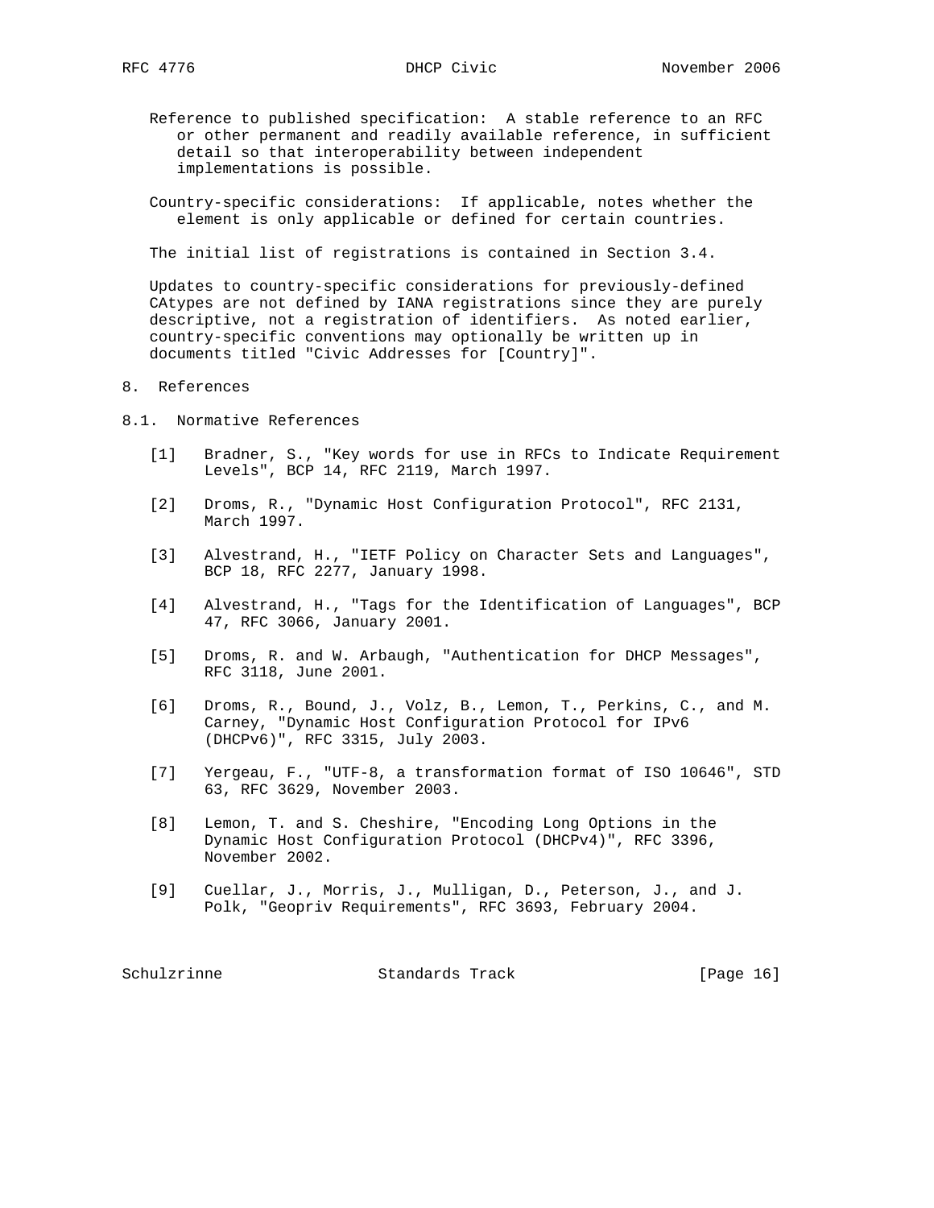Reference to published specification: A stable reference to an RFC or other permanent and readily available reference, in sufficient detail so that interoperability between independent implementations is possible.

Country-specific considerations: If applicable, notes whether the element is only applicable or defined for certain countries.

The initial list of registrations is contained in Section 3.4.

Updates to country-specific considerations for previously-defined CAtypes are not defined by IANA registrations since they are purely descriptive, not a registration of identifiers. As noted earlier, country-specific conventions may optionally be written up in documents titled "Civic Addresses for [Country]".

# 8. References

## 8.1. Normative References

[1] Bradner, S., "Key words for use in RFCs to Indicate Requirement Levels", BCP 14, RFC 2119, March 1997.

[2] Droms, R., "Dynamic Host Configuration Protocol", RFC 2131, March 1997.

[3] Alvestrand, H., "IETF Policy on Character Sets and Languages", BCP 18, RFC 2277, January 1998.

[4] Alvestrand, H., "Tags for the Identification of Languages", BCP 47, RFC 3066, January 2001.

[5] Droms, R. and W. Arbaugh, "Authentication for DHCP Messages", RFC 3118, June 2001.

[6] Droms, R., Bound, J., Volz, B., Lemon, T., Perkins, C., and M. Carney, "Dynamic Host Configuration Protocol for IPv6 (DHCPv6)", RFC 3315, July 2003.

[7] Yergeau, F., "UTF-8, a transformation format of ISO 10646", STD 63, RFC 3629, November 2003.

[8] Lemon, T. and S. Cheshire, "Encoding Long Options in the Dynamic Host Configuration Protocol (DHCPv4)", RFC 3396, November 2002.

[9] Cuellar, J., Morris, J., Mulligan, D., Peterson, J., and J. Polk, "Geopriv Requirements", RFC 3693, February 2004.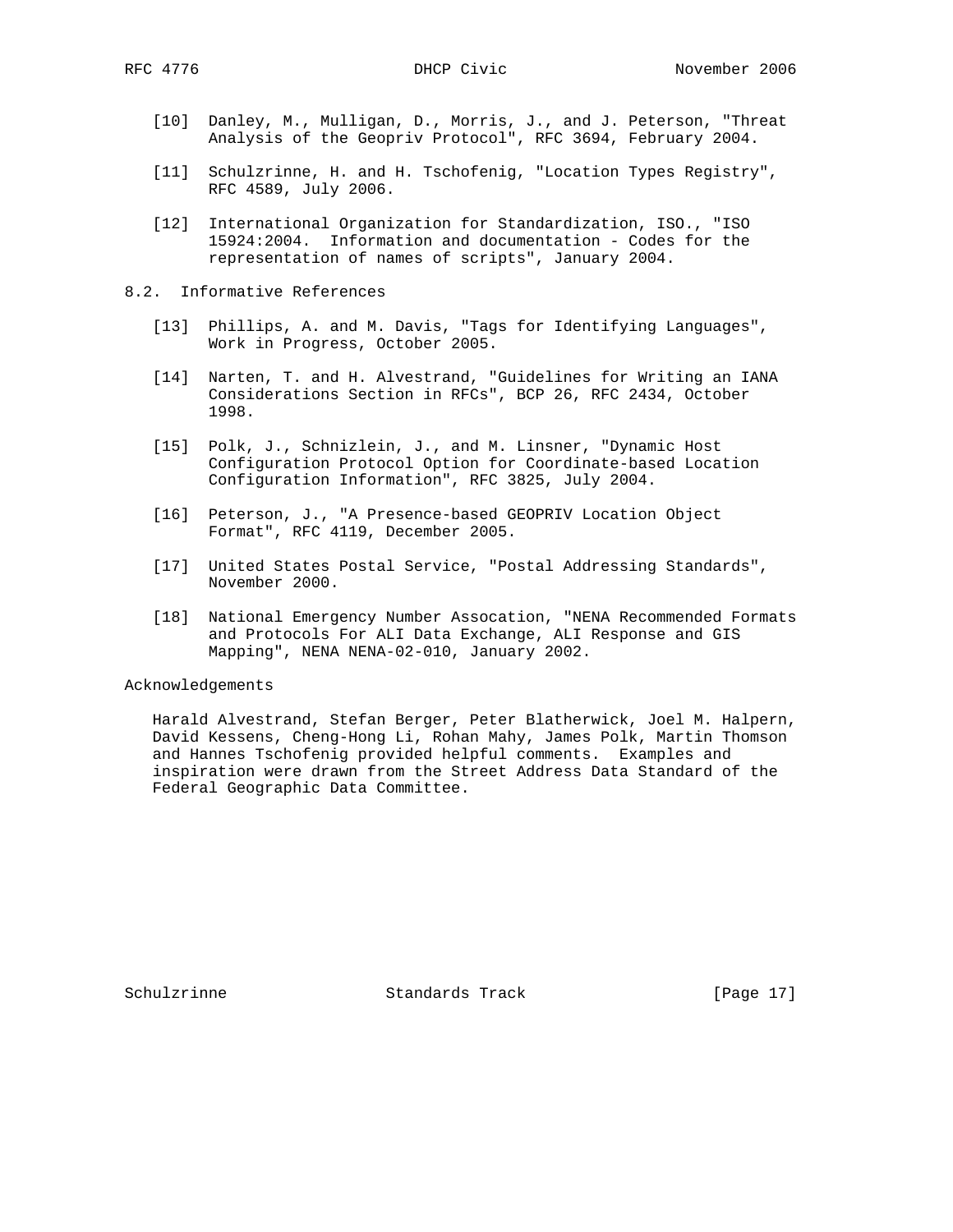[10] Danley, M., Mulligan, D., Morris, J., and J. Peterson, "Threat Analysis of the Geopriv Protocol", RFC 3694, February 2004.

[11] Schulzrinne, H. and H. Tschofenig, "Location Types Registry", RFC 4589, July 2006.

[12] International Organization for Standardization, ISO., "ISO 15924:2004. Information and documentation - Codes for the representation of names of scripts", January 2004.

## 8.2. Informative References

[13] Phillips, A. and M. Davis, "Tags for Identifying Languages", Work in Progress, October 2005.

[14] Narten, T. and H. Alvestrand, "Guidelines for Writing an IANA Considerations Section in RFCs", BCP 26, RFC 2434, October 1998.

[15] Polk, J., Schnizlein, J., and M. Linsner, "Dynamic Host Configuration Protocol Option for Coordinate-based Location Configuration Information", RFC 3825, July 2004.

[16] Peterson, J., "A Presence-based GEOPRIV Location Object Format", RFC 4119, December 2005.

[17] United States Postal Service, "Postal Addressing Standards", November 2000.

[18] National Emergency Number Assocation, "NENA Recommended Formats and Protocols For ALI Data Exchange, ALI Response and GIS Mapping", NENA NENA-02-010, January 2002.

## Acknowledgements

Harald Alvestrand, Stefan Berger, Peter Blatherwick, Joel M. Halpern, David Kessens, Cheng-Hong Li, Rohan Mahy, James Polk, Martin Thomson and Hannes Tschofenig provided helpful comments. Examples and inspiration were drawn from the Street Address Data Standard of the Federal Geographic Data Committee.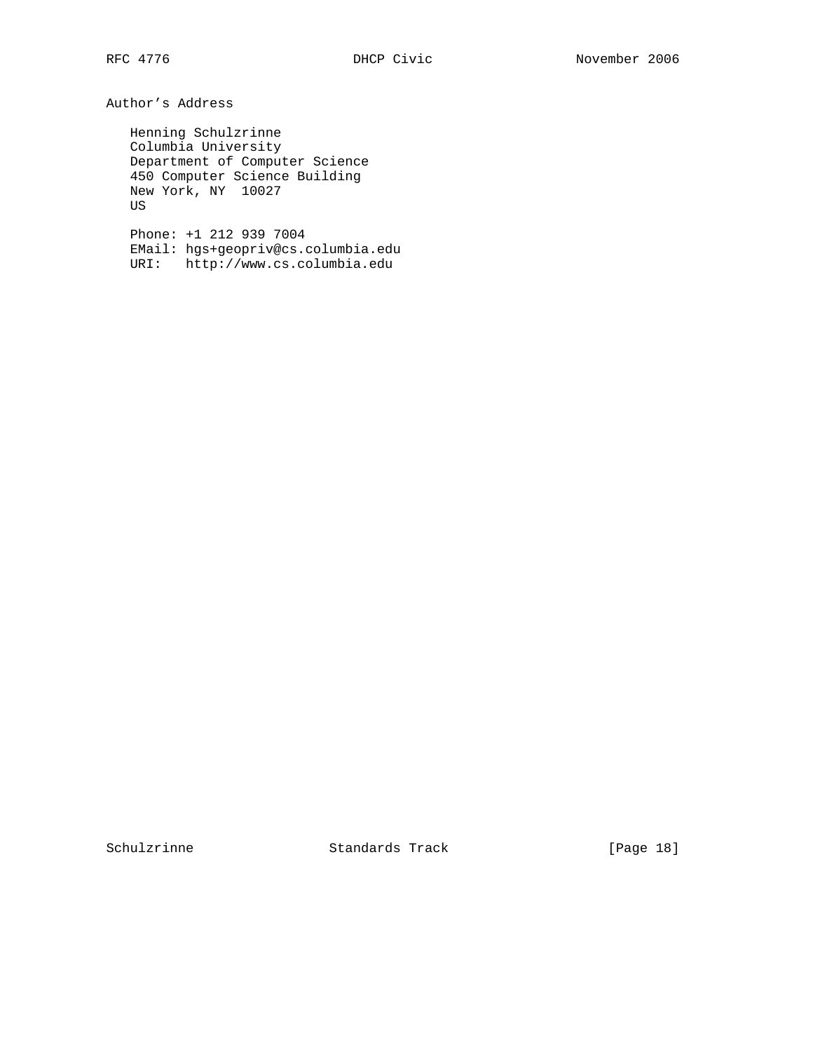## Author's Address

Henning Schulzrinne
Columbia University
Department of Computer Science
450 Computer Science Building
New York, NY  10027
US

Phone: +1 212 939 7004
EMail: hgs+geopriv@cs.columbia.edu
URI:   http://www.cs.columbia.edu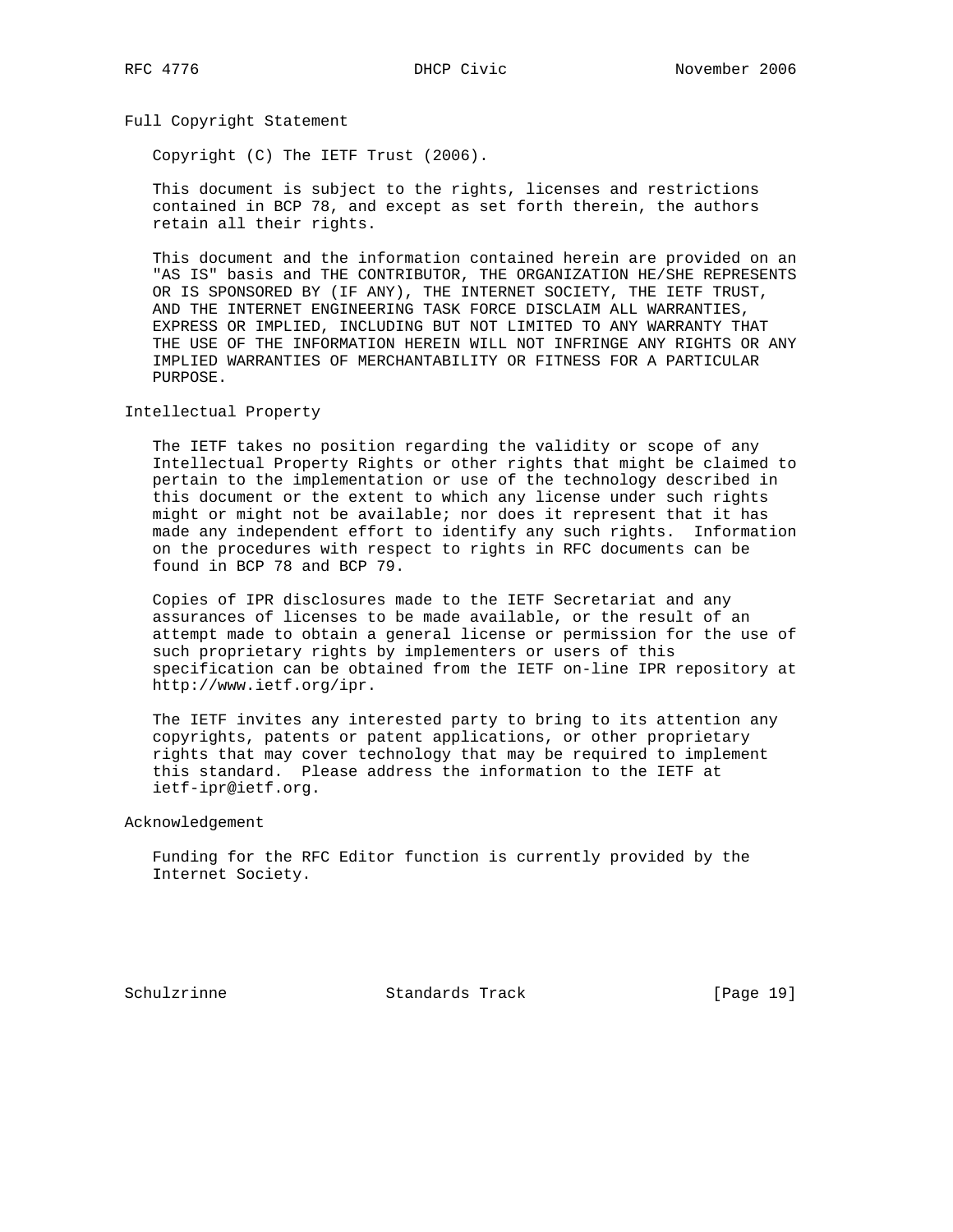## Full Copyright Statement

Copyright (C) The IETF Trust (2006).

This document is subject to the rights, licenses and restrictions contained in BCP 78, and except as set forth therein, the authors retain all their rights.

This document and the information contained herein are provided on an "AS IS" basis and THE CONTRIBUTOR, THE ORGANIZATION HE/SHE REPRESENTS OR IS SPONSORED BY (IF ANY), THE INTERNET SOCIETY, THE IETF TRUST, AND THE INTERNET ENGINEERING TASK FORCE DISCLAIM ALL WARRANTIES, EXPRESS OR IMPLIED, INCLUDING BUT NOT LIMITED TO ANY WARRANTY THAT THE USE OF THE INFORMATION HEREIN WILL NOT INFRINGE ANY RIGHTS OR ANY IMPLIED WARRANTIES OF MERCHANTABILITY OR FITNESS FOR A PARTICULAR PURPOSE.

## Intellectual Property

The IETF takes no position regarding the validity or scope of any Intellectual Property Rights or other rights that might be claimed to pertain to the implementation or use of the technology described in this document or the extent to which any license under such rights might or might not be available; nor does it represent that it has made any independent effort to identify any such rights. Information on the procedures with respect to rights in RFC documents can be found in BCP 78 and BCP 79.

Copies of IPR disclosures made to the IETF Secretariat and any assurances of licenses to be made available, or the result of an attempt made to obtain a general license or permission for the use of such proprietary rights by implementers or users of this specification can be obtained from the IETF on-line IPR repository at http://www.ietf.org/ipr.

The IETF invites any interested party to bring to its attention any copyrights, patents or patent applications, or other proprietary rights that may cover technology that may be required to implement this standard. Please address the information to the IETF at ietf-ipr@ietf.org.

## Acknowledgement

Funding for the RFC Editor function is currently provided by the Internet Society.